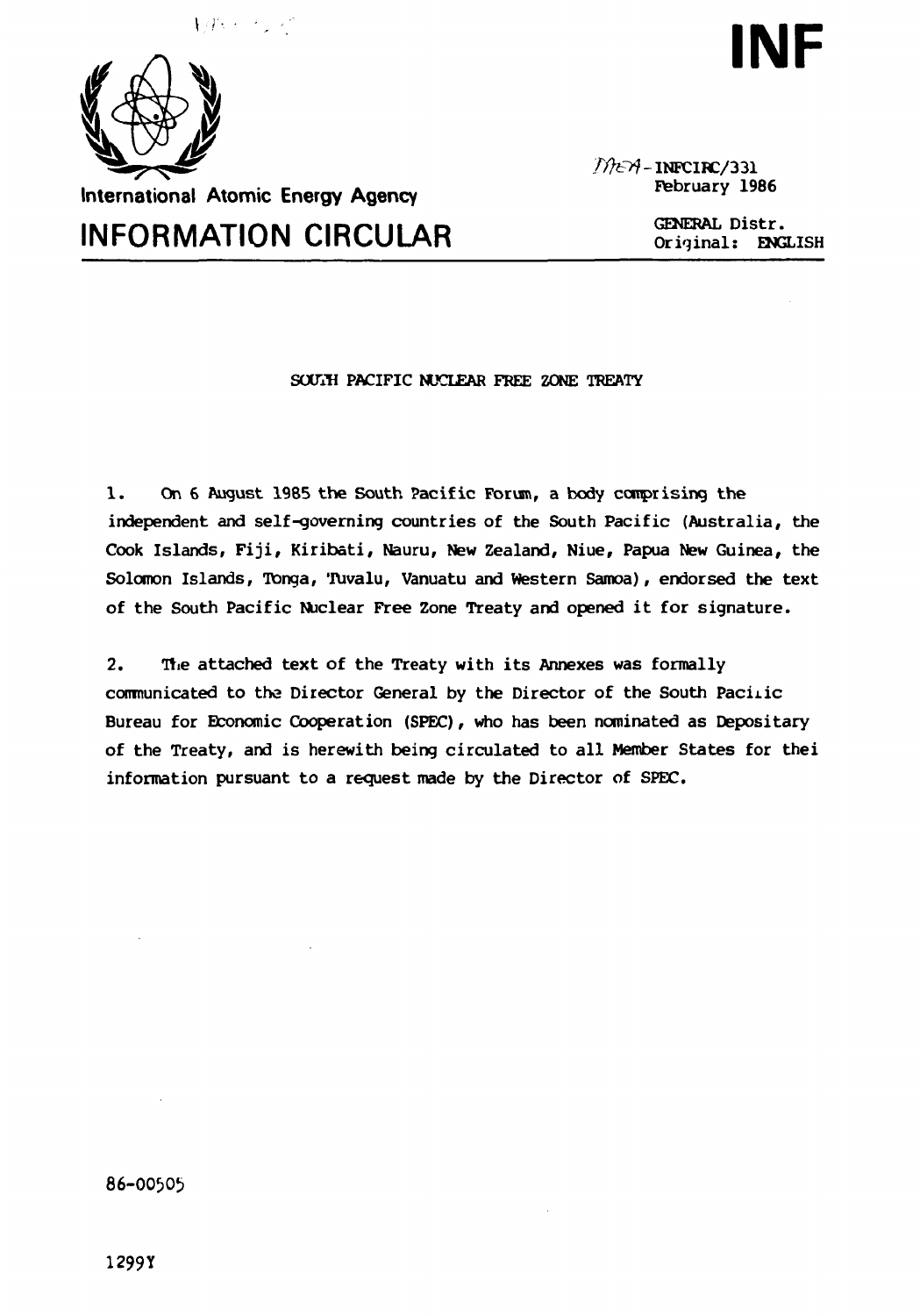**INF**

International Atomic Energy Agency

# INFORMATION CIRCULAR

INFCIRC/331
February 1986

GENERAL Distr.
Original: ENGLISH

## SOUTH PACIFIC NUCLEAR FREE ZONE TREATY

1. On 6 August 1985 the South Pacific Forum, a body comprising the independent and self-governing countries of the South Pacific (Australia, the Cook Islands, Fiji, Kiribati, Nauru, New Zealand, Niue, Papua New Guinea, the Solomon Islands, Tonga, Tuvalu, Vanuatu and Western Samoa), endorsed the text of the South Pacific Nuclear Free Zone Treaty and opened it for signature.

2. The attached text of the Treaty with its Annexes was formally communicated to the Director General by the Director of the South Pacific Bureau for Economic Cooperation (SPEC), who has been nominated as Depositary of the Treaty, and is herewith being circulated to all Member States for thei information pursuant to a request made by the Director of SPEC.

86-00505

1299Y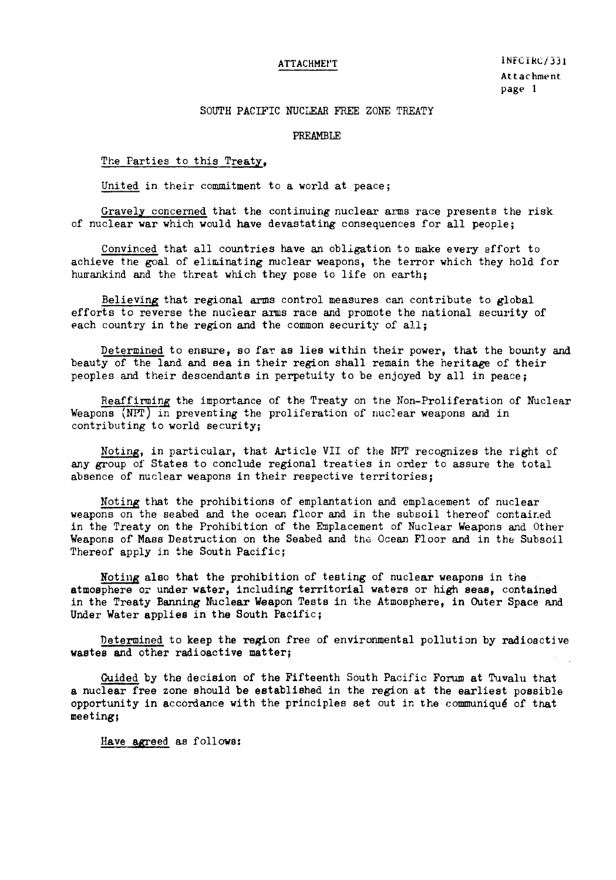ATTACHMENT

# SOUTH PACIFIC NUCLEAR FREE ZONE TREATY

## PREAMBLE

The Parties to this Treaty,

United in their commitment to a world at peace;

Gravely concerned that the continuing nuclear arms race presents the risk of nuclear war which would have devastating consequences for all people;

Convinced that all countries have an obligation to make every effort to achieve the goal of eliminating nuclear weapons, the terror which they hold for humankind and the threat which they pose to life on earth;

Believing that regional arms control measures can contribute to global efforts to reverse the nuclear arms race and promote the national security of each country in the region and the common security of all;

Determined to ensure, so far as lies within their power, that the bounty and beauty of the land and sea in their region shall remain the heritage of their peoples and their descendants in perpetuity to be enjoyed by all in peace;

Reaffirming the importance of the Treaty on the Non-Proliferation of Nuclear Weapons (NPT) in preventing the proliferation of nuclear weapons and in contributing to world security;

Noting, in particular, that Article VII of the NPT recognizes the right of any group of States to conclude regional treaties in order to assure the total absence of nuclear weapons in their respective territories;

Noting that the prohibitions of emplantation and emplacement of nuclear weapons on the seabed and the ocean floor and in the subsoil thereof contained in the Treaty on the Prohibition of the Emplacement of Nuclear Weapons and Other Weapons of Mass Destruction on the Seabed and the Ocean Floor and in the Subsoil Thereof apply in the South Pacific;

Noting also that the prohibition of testing of nuclear weapons in the atmosphere or under water, including territorial waters or high seas, contained in the Treaty Banning Nuclear Weapon Tests in the Atmosphere, in Outer Space and Under Water applies in the South Pacific;

Determined to keep the region free of environmental pollution by radioactive wastes and other radioactive matter;

Guided by the decision of the Fifteenth South Pacific Forum at Tuvalu that a nuclear free zone should be established in the region at the earliest possible opportunity in accordance with the principles set out in the communiqué of that meeting;

Have agreed as follows: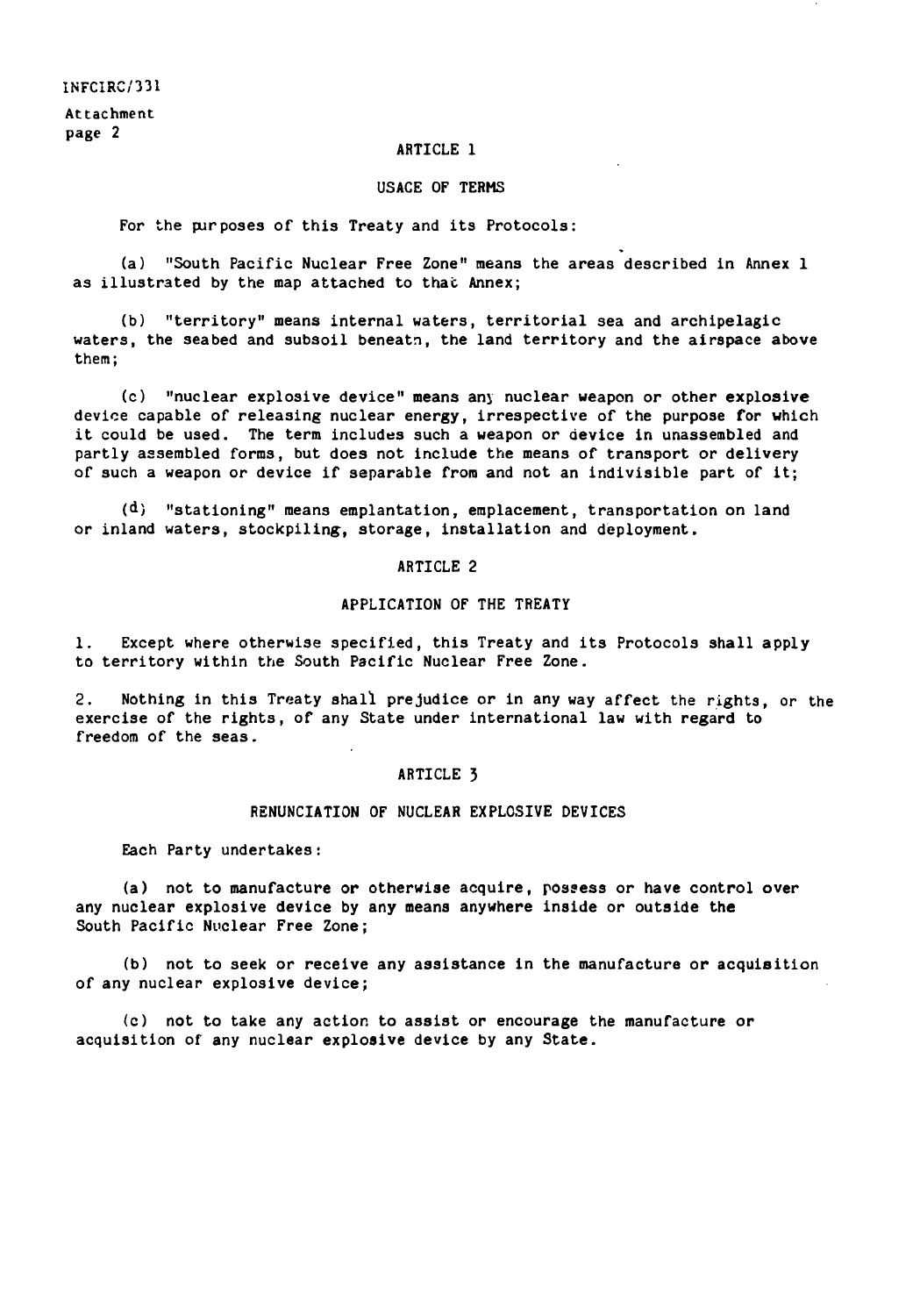## ARTICLE 1

### USAGE OF TERMS

For the purposes of this Treaty and its Protocols:

(a) "South Pacific Nuclear Free Zone" means the areas described in Annex 1 as illustrated by the map attached to that Annex;

(b) "territory" means internal waters, territorial sea and archipelagic waters, the seabed and subsoil beneath, the land territory and the airspace above them;

(c) "nuclear explosive device" means any nuclear weapon or other explosive device capable of releasing nuclear energy, irrespective of the purpose for which it could be used. The term includes such a weapon or device in unassembled and partly assembled forms, but does not include the means of transport or delivery of such a weapon or device if separable from and not an indivisible part of it;

(d) "stationing" means emplantation, emplacement, transportation on land or inland waters, stockpiling, storage, installation and deployment.

## ARTICLE 2

### APPLICATION OF THE TREATY

1. Except where otherwise specified, this Treaty and its Protocols shall apply to territory within the South Pacific Nuclear Free Zone.

2. Nothing in this Treaty shall prejudice or in any way affect the rights, or the exercise of the rights, of any State under international law with regard to freedom of the seas.

## ARTICLE 3

### RENUNCIATION OF NUCLEAR EXPLOSIVE DEVICES

Each Party undertakes:

(a) not to manufacture or otherwise acquire, possess or have control over any nuclear explosive device by any means anywhere inside or outside the South Pacific Nuclear Free Zone;

(b) not to seek or receive any assistance in the manufacture or acquisition of any nuclear explosive device;

(c) not to take any action to assist or encourage the manufacture or acquisition of any nuclear explosive device by any State.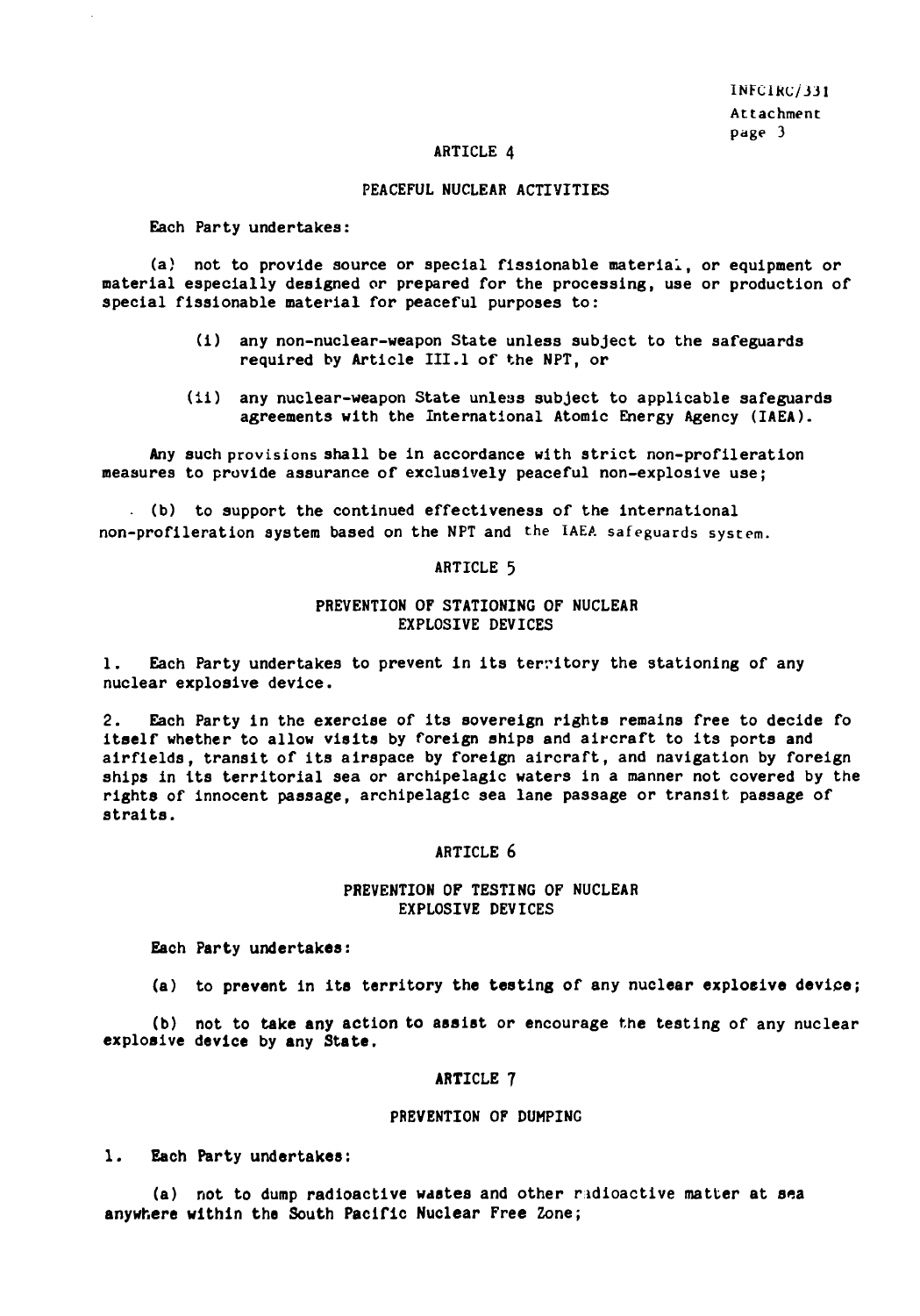## ARTICLE 4

### PEACEFUL NUCLEAR ACTIVITIES

Each Party undertakes:

(a) not to provide source or special fissionable material, or equipment or material especially designed or prepared for the processing, use or production of special fissionable material for peaceful purposes to:

(i) any non-nuclear-weapon State unless subject to the safeguards required by Article III.1 of the NPT, or

(ii) any nuclear-weapon State unless subject to applicable safeguards agreements with the International Atomic Energy Agency (IAEA).

Any such provisions shall be in accordance with strict non-proliferation measures to provide assurance of exclusively peaceful non-explosive use;

(b) to support the continued effectiveness of the international non-proliferation system based on the NPT and the IAEA safeguards system.

## ARTICLE 5

### PREVENTION OF STATIONING OF NUCLEAR EXPLOSIVE DEVICES

1. Each Party undertakes to prevent in its territory the stationing of any nuclear explosive device.

2. Each Party in the exercise of its sovereign rights remains free to decide fo itself whether to allow visits by foreign ships and aircraft to its ports and airfields, transit of its airspace by foreign aircraft, and navigation by foreign ships in its territorial sea or archipelagic waters in a manner not covered by the rights of innocent passage, archipelagic sea lane passage or transit passage of straits.

## ARTICLE 6

### PREVENTION OF TESTING OF NUCLEAR EXPLOSIVE DEVICES

Each Party undertakes:

(a) to prevent in its territory the testing of any nuclear explosive device;

(b) not to take any action to assist or encourage the testing of any nuclear explosive device by any State.

## ARTICLE 7

### PREVENTION OF DUMPING

1. Each Party undertakes:

(a) not to dump radioactive wastes and other radioactive matter at sea anywhere within the South Pacific Nuclear Free Zone;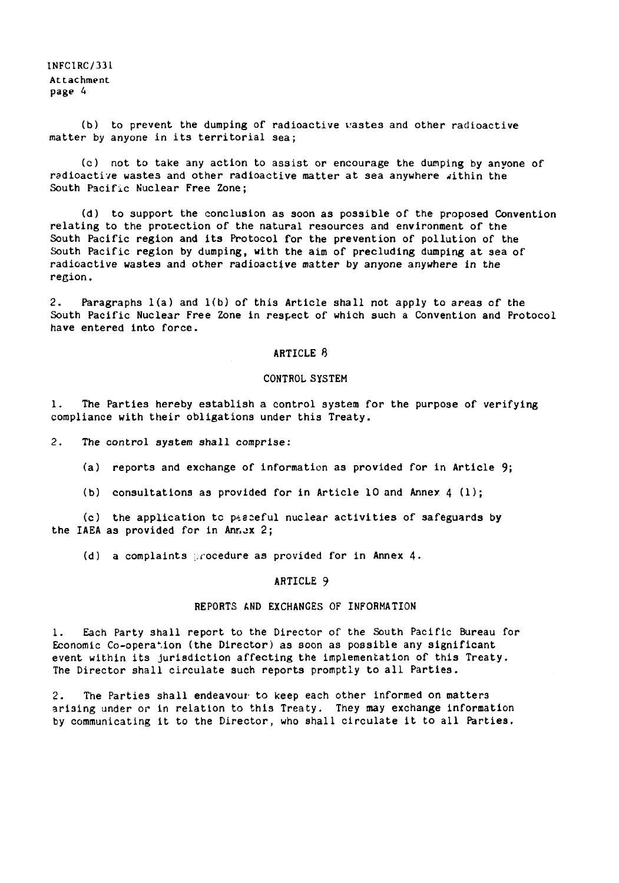(b) to prevent the dumping of radioactive wastes and other radioactive matter by anyone in its territorial sea;

(c) not to take any action to assist or encourage the dumping by anyone of radioactive wastes and other radioactive matter at sea anywhere within the South Pacific Nuclear Free Zone;

(d) to support the conclusion as soon as possible of the proposed Convention relating to the protection of the natural resources and environment of the South Pacific region and its Protocol for the prevention of pollution of the South Pacific region by dumping, with the aim of precluding dumping at sea of radioactive wastes and other radioactive matter by anyone anywhere in the region.

2. Paragraphs 1(a) and 1(b) of this Article shall not apply to areas of the South Pacific Nuclear Free Zone in respect of which such a Convention and Protocol have entered into force.

## ARTICLE 8

### CONTROL SYSTEM

1. The Parties hereby establish a control system for the purpose of verifying compliance with their obligations under this Treaty.

2. The control system shall comprise:

(a) reports and exchange of information as provided for in Article 9;

(b) consultations as provided for in Article 10 and Annex 4 (1);

(c) the application to peaceful nuclear activities of safeguards by the IAEA as provided for in Annex 2;

(d) a complaints procedure as provided for in Annex 4.

## ARTICLE 9

### REPORTS AND EXCHANGES OF INFORMATION

1. Each Party shall report to the Director of the South Pacific Bureau for Economic Co-operation (the Director) as soon as possible any significant event within its jurisdiction affecting the implementation of this Treaty. The Director shall circulate such reports promptly to all Parties.

2. The Parties shall endeavour to keep each other informed on matters arising under or in relation to this Treaty. They may exchange information by communicating it to the Director, who shall circulate it to all Parties.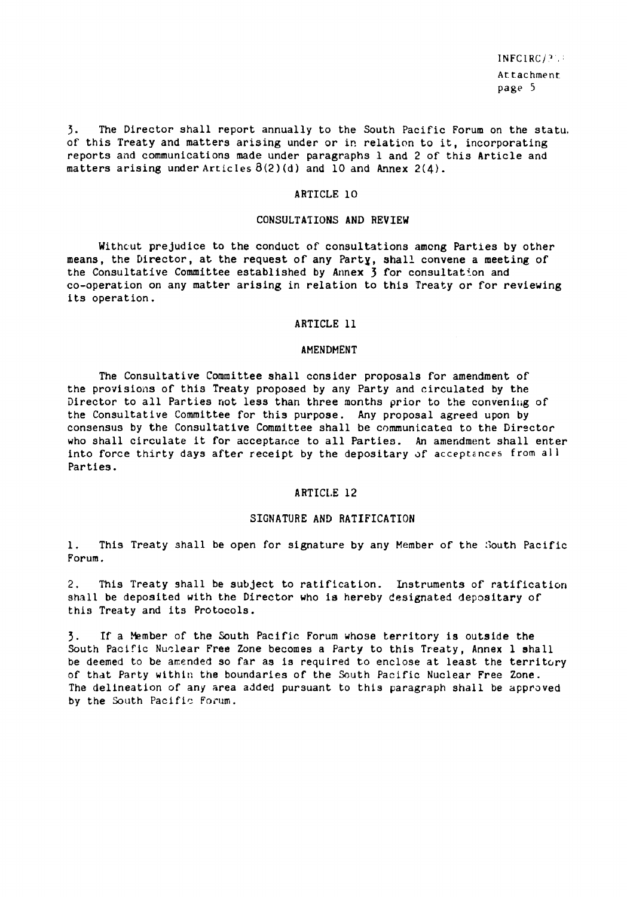3. The Director shall report annually to the South Pacific Forum on the status of this Treaty and matters arising under or in relation to it, incorporating reports and communications made under paragraphs 1 and 2 of this Article and matters arising under Articles 8(2)(d) and 10 and Annex 2(4).

## ARTICLE 10

## CONSULTATIONS AND REVIEW

Without prejudice to the conduct of consultations among Parties by other means, the Director, at the request of any Party, shall convene a meeting of the Consultative Committee established by Annex 3 for consultation and co-operation on any matter arising in relation to this Treaty or for reviewing its operation.

## ARTICLE 11

## AMENDMENT

The Consultative Committee shall consider proposals for amendment of the provisions of this Treaty proposed by any Party and circulated by the Director to all Parties not less than three months prior to the convening of the Consultative Committee for this purpose. Any proposal agreed upon by consensus by the Consultative Committee shall be communicated to the Director who shall circulate it for acceptance to all Parties. An amendment shall enter into force thirty days after receipt by the depositary of acceptances from all Parties.

## ARTICLE 12

## SIGNATURE AND RATIFICATION

1. This Treaty shall be open for signature by any Member of the South Pacific Forum.

2. This Treaty shall be subject to ratification. Instruments of ratification shall be deposited with the Director who is hereby designated depositary of this Treaty and its Protocols.

3. If a Member of the South Pacific Forum whose territory is outside the South Pacific Nuclear Free Zone becomes a Party to this Treaty, Annex 1 shall be deemed to be amended so far as is required to enclose at least the territory of that Party within the boundaries of the South Pacific Nuclear Free Zone. The delineation of any area added pursuant to this paragraph shall be approved by the South Pacific Forum.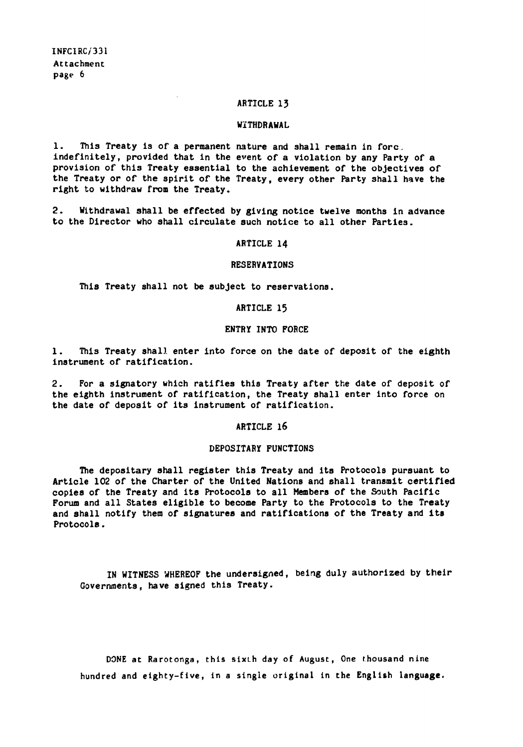## ARTICLE 13

### WITHDRAWAL

1. This Treaty is of a permanent nature and shall remain in force indefinitely, provided that in the event of a violation by any Party of a provision of this Treaty essential to the achievement of the objectives of the Treaty or of the spirit of the Treaty, every other Party shall have the right to withdraw from the Treaty.

2. Withdrawal shall be effected by giving notice twelve months in advance to the Director who shall circulate such notice to all other Parties.

## ARTICLE 14

### RESERVATIONS

This Treaty shall not be subject to reservations.

## ARTICLE 15

### ENTRY INTO FORCE

1. This Treaty shall enter into force on the date of deposit of the eighth instrument of ratification.

2. For a signatory which ratifies this Treaty after the date of deposit of the eighth instrument of ratification, the Treaty shall enter into force on the date of deposit of its instrument of ratification.

## ARTICLE 16

### DEPOSITARY FUNCTIONS

The depositary shall register this Treaty and its Protocols pursuant to Article 102 of the Charter of the United Nations and shall transmit certified copies of the Treaty and its Protocols to all Members of the South Pacific Forum and all States eligible to become Party to the Protocols to the Treaty and shall notify them of signatures and ratifications of the Treaty and its Protocols.

IN WITNESS WHEREOF the undersigned, being duly authorized by their Governments, have signed this Treaty.

DONE at Rarotonga, this sixth day of August, One thousand nine hundred and eighty-five, in a single original in the English language.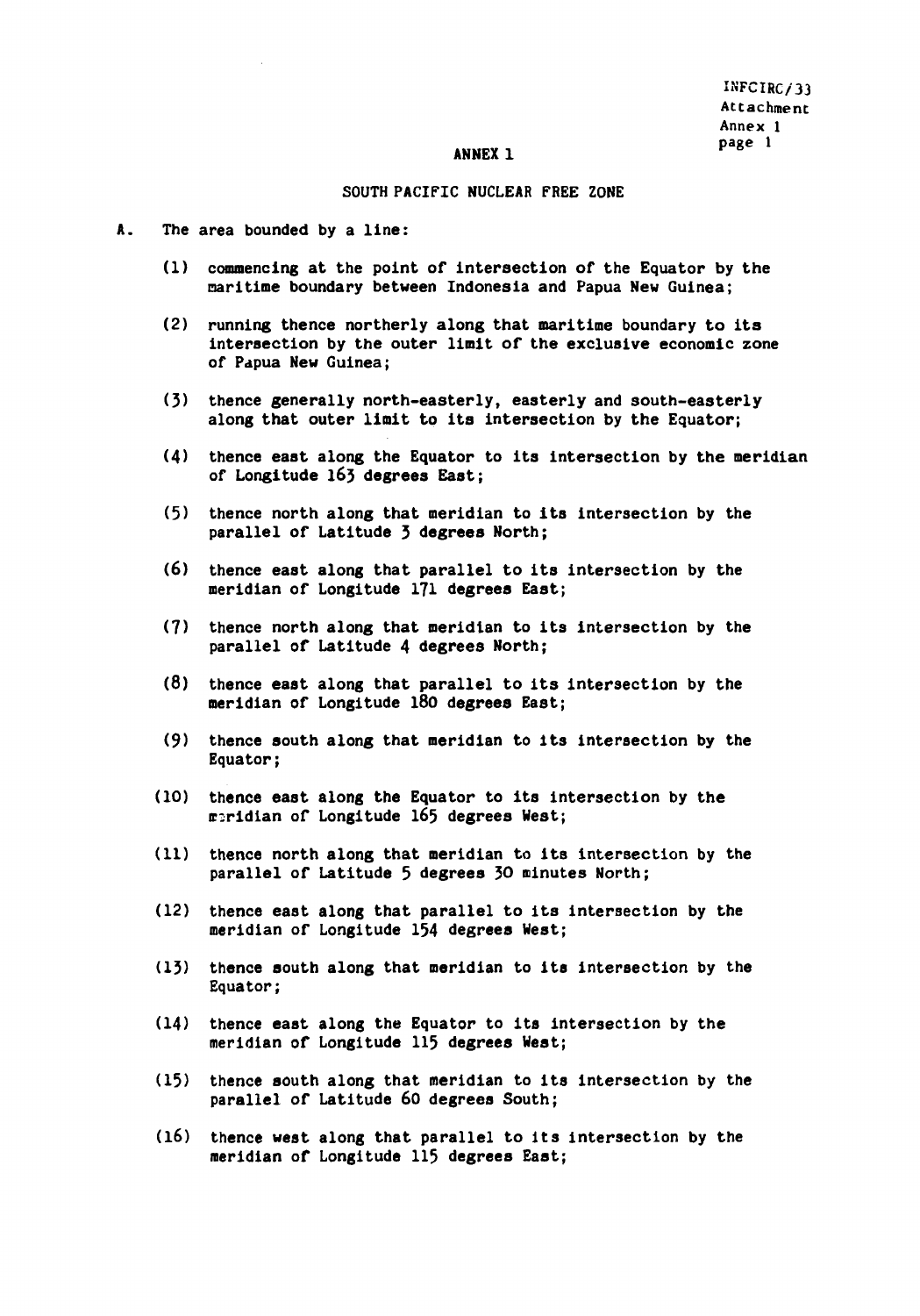## ANNEX 1

### SOUTH PACIFIC NUCLEAR FREE ZONE

A. The area bounded by a line:

(1) commencing at the point of intersection of the Equator by the maritime boundary between Indonesia and Papua New Guinea;

(2) running thence northerly along that maritime boundary to its intersection by the outer limit of the exclusive economic zone of Papua New Guinea;

(3) thence generally north-easterly, easterly and south-easterly along that outer limit to its intersection by the Equator;

(4) thence east along the Equator to its intersection by the meridian of Longitude 163 degrees East;

(5) thence north along that meridian to its intersection by the parallel of Latitude 3 degrees North;

(6) thence east along that parallel to its intersection by the meridian of Longitude 171 degrees East;

(7) thence north along that meridian to its intersection by the parallel of Latitude 4 degrees North;

(8) thence east along that parallel to its intersection by the meridian of Longitude 180 degrees East;

(9) thence south along that meridian to its intersection by the Equator;

(10) thence east along the Equator to its intersection by the meridian of Longitude 165 degrees West;

(11) thence north along that meridian to its intersection by the parallel of Latitude 5 degrees 30 minutes North;

(12) thence east along that parallel to its intersection by the meridian of Longitude 154 degrees West;

(13) thence south along that meridian to its intersection by the Equator;

(14) thence east along the Equator to its intersection by the meridian of Longitude 115 degrees West;

(15) thence south along that meridian to its intersection by the parallel of Latitude 60 degrees South;

(16) thence west along that parallel to its intersection by the meridian of Longitude 115 degrees East;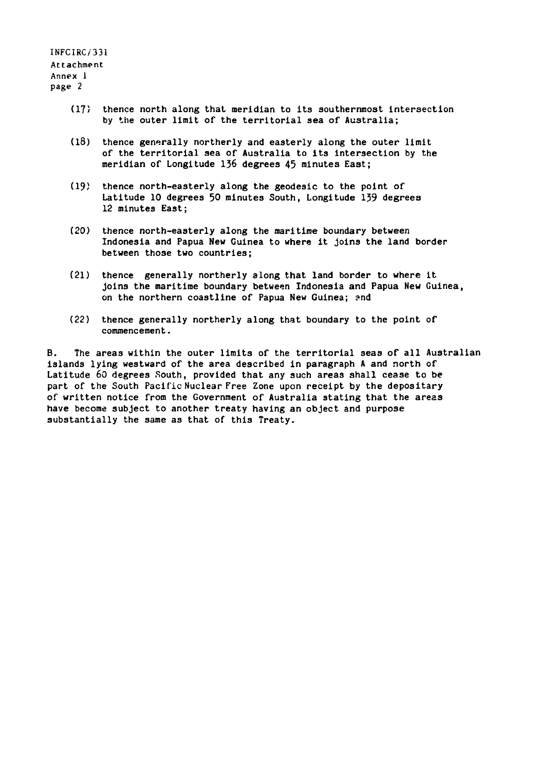(17) thence north along that meridian to its southernmost intersection by the outer limit of the territorial sea of Australia;

(18) thence generally northerly and easterly along the outer limit of the territorial sea of Australia to its intersection by the meridian of Longitude 136 degrees 45 minutes East;

(19) thence north-easterly along the geodesic to the point of Latitude 10 degrees 50 minutes South, Longitude 139 degrees 12 minutes East;

(20) thence north-easterly along the maritime boundary between Indonesia and Papua New Guinea to where it joins the land border between those two countries;

(21) thence generally northerly along that land border to where it joins the maritime boundary between Indonesia and Papua New Guinea, on the northern coastline of Papua New Guinea; and

(22) thence generally northerly along that boundary to the point of commencement.

B. The areas within the outer limits of the territorial seas of all Australian islands lying westward of the area described in paragraph A and north of Latitude 60 degrees South, provided that any such areas shall cease to be part of the South Pacific Nuclear Free Zone upon receipt by the depositary of written notice from the Government of Australia stating that the areas have become subject to another treaty having an object and purpose substantially the same as that of this Treaty.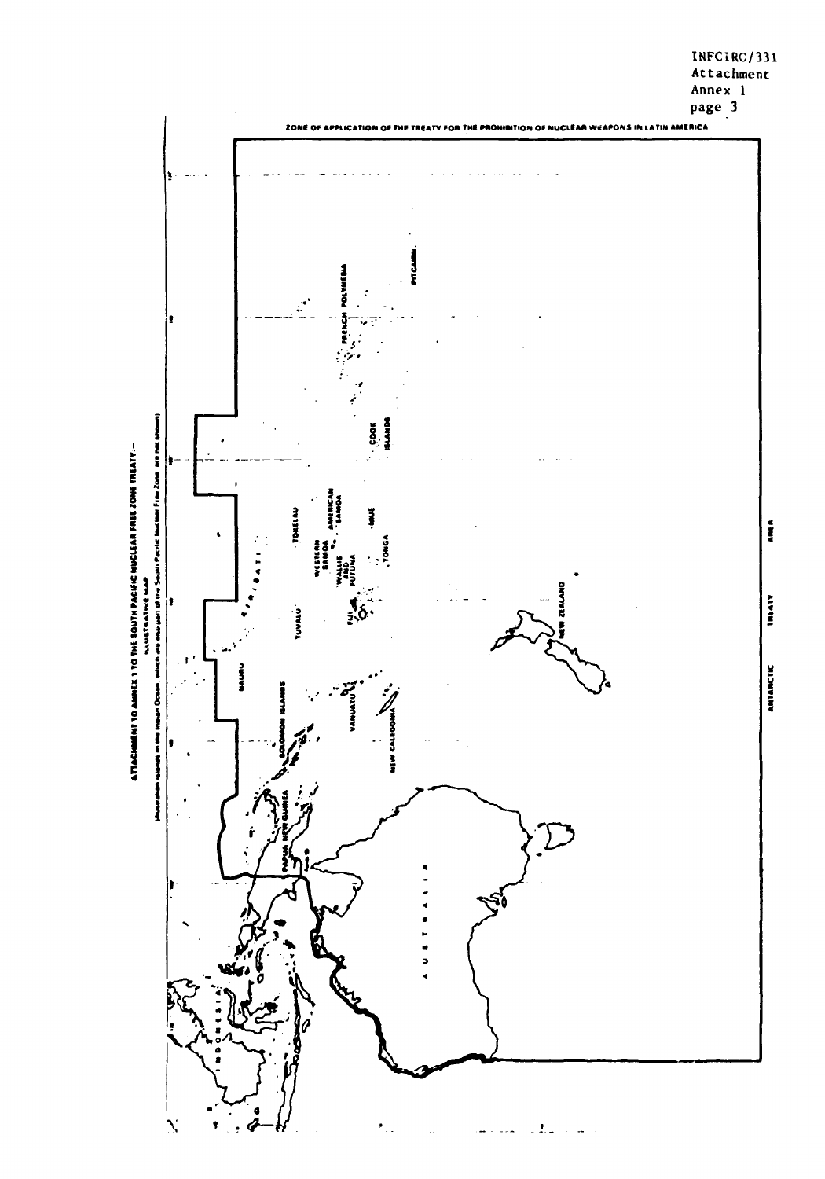ATTACHMENT TO ANNEX 1 TO THE SOUTH PACIFIC NUCLEAR FREE ZONE TREATY –

ILLUSTRATIVE MAP

(Australian islands in the Indian Ocean, which are also part of the South Pacific Nuclear Free Zone, are not shown)

ZONE OF APPLICATION OF THE TREATY FOR THE PROHIBITION OF NUCLEAR WEAPONS IN LATIN AMERICA

INDONESIA

PAPUA NEW GUINEA

SOLOMON ISLANDS

NAURU

KIRIBATI

TUVALU

TOKELAU

WESTERN SAMOA

AMERICAN SAMOA

WALLIS AND FUTUNA

FIJI

VANUATU

NEW CALEDONIA

TONGA

NIUE

COOK ISLANDS

FRENCH POLYNESIA

PITCAIRN

AUSTRALIA

NEW ZEALAND

ANTARCTIC TREATY AREA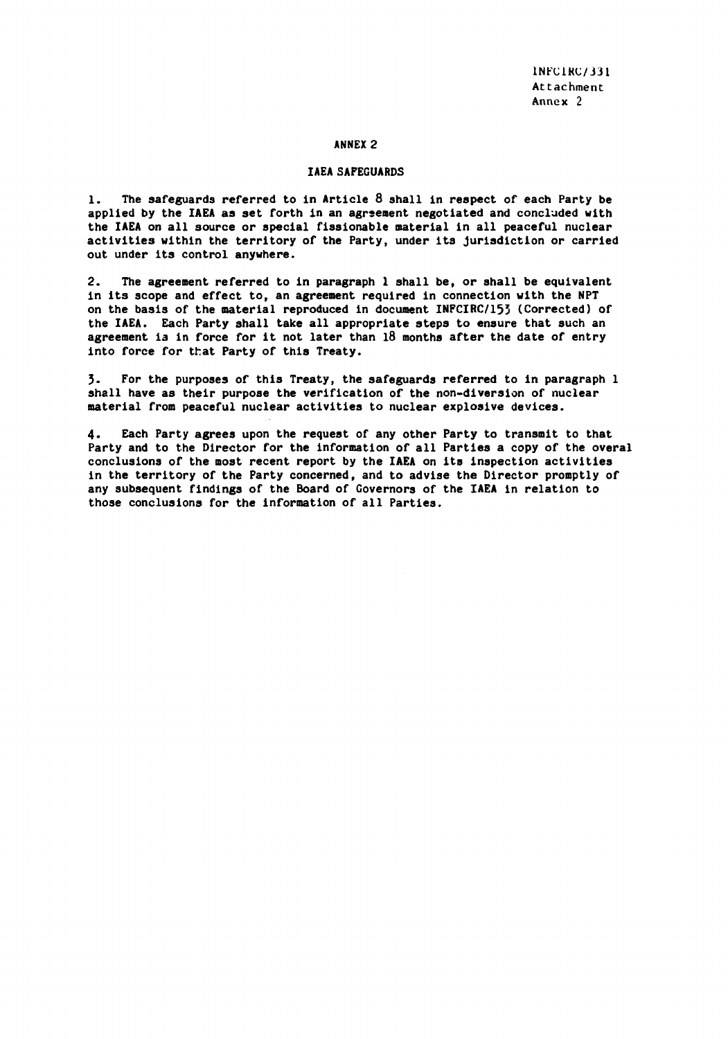## ANNEX 2

### IAEA SAFEGUARDS

1. The safeguards referred to in Article 8 shall in respect of each Party be applied by the IAEA as set forth in an agreement negotiated and concluded with the IAEA on all source or special fissionable material in all peaceful nuclear activities within the territory of the Party, under its jurisdiction or carried out under its control anywhere.

2. The agreement referred to in paragraph 1 shall be, or shall be equivalent in its scope and effect to, an agreement required in connection with the NPT on the basis of the material reproduced in document INFCIRC/153 (Corrected) of the IAEA. Each Party shall take all appropriate steps to ensure that such an agreement is in force for it not later than 18 months after the date of entry into force for that Party of this Treaty.

3. For the purposes of this Treaty, the safeguards referred to in paragraph 1 shall have as their purpose the verification of the non-diversion of nuclear material from peaceful nuclear activities to nuclear explosive devices.

4. Each Party agrees upon the request of any other Party to transmit to that Party and to the Director for the information of all Parties a copy of the overal conclusions of the most recent report by the IAEA on its inspection activities in the territory of the Party concerned, and to advise the Director promptly of any subsequent findings of the Board of Governors of the IAEA in relation to those conclusions for the information of all Parties.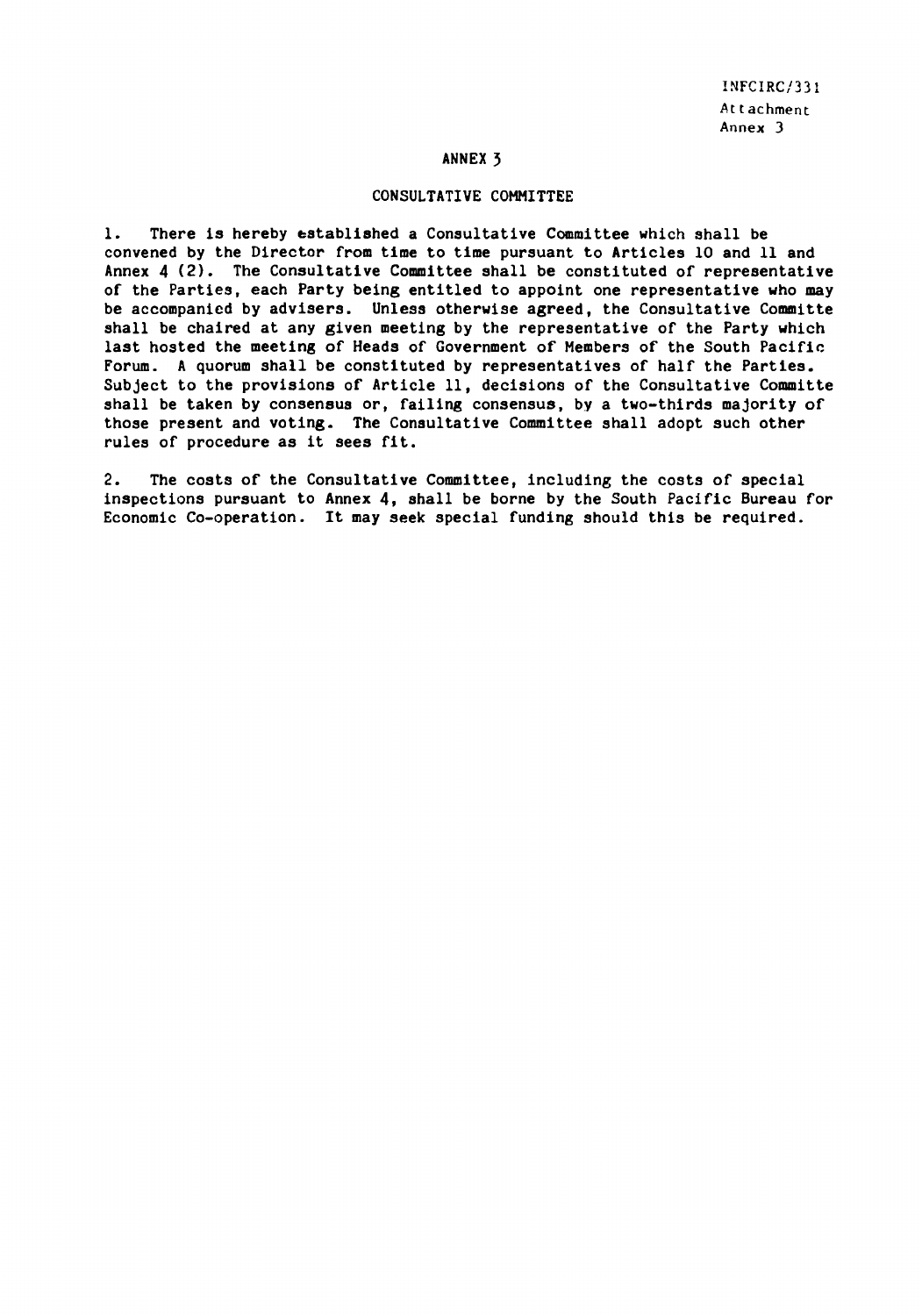## ANNEX 3

### CONSULTATIVE COMMITTEE

1. There is hereby established a Consultative Committee which shall be convened by the Director from time to time pursuant to Articles 10 and 11 and Annex 4 (2). The Consultative Committee shall be constituted of representative of the Parties, each Party being entitled to appoint one representative who may be accompanied by advisers. Unless otherwise agreed, the Consultative Committe shall be chaired at any given meeting by the representative of the Party which last hosted the meeting of Heads of Government of Members of the South Pacific Forum. A quorum shall be constituted by representatives of half the Parties. Subject to the provisions of Article 11, decisions of the Consultative Committe shall be taken by consensus or, failing consensus, by a two-thirds majority of those present and voting. The Consultative Committee shall adopt such other rules of procedure as it sees fit.

2. The costs of the Consultative Committee, including the costs of special inspections pursuant to Annex 4, shall be borne by the South Pacific Bureau for Economic Co-operation. It may seek special funding should this be required.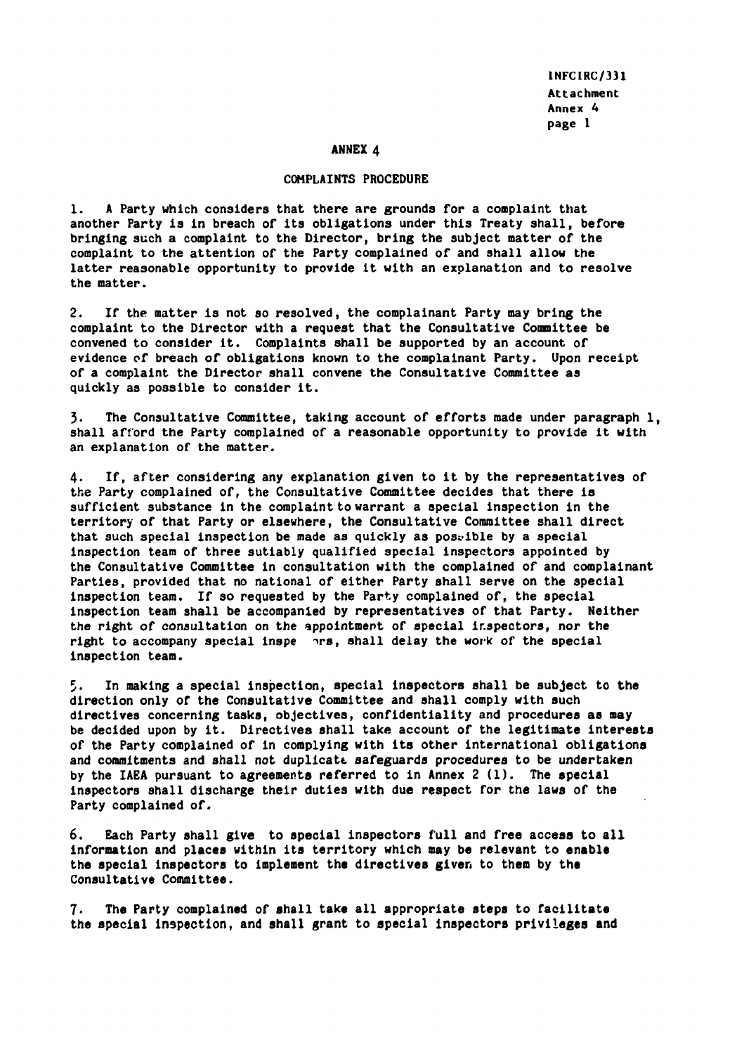# ANNEX 4

## COMPLAINTS PROCEDURE

1. A Party which considers that there are grounds for a complaint that another Party is in breach of its obligations under this Treaty shall, before bringing such a complaint to the Director, bring the subject matter of the complaint to the attention of the Party complained of and shall allow the latter reasonable opportunity to provide it with an explanation and to resolve the matter.

2. If the matter is not so resolved, the complainant Party may bring the complaint to the Director with a request that the Consultative Committee be convened to consider it. Complaints shall be supported by an account of evidence of breach of obligations known to the complainant Party. Upon receipt of a complaint the Director shall convene the Consultative Committee as quickly as possible to consider it.

3. The Consultative Committee, taking account of efforts made under paragraph 1, shall afford the Party complained of a reasonable opportunity to provide it with an explanation of the matter.

4. If, after considering any explanation given to it by the representatives of the Party complained of, the Consultative Committee decides that there is sufficient substance in the complaint to warrant a special inspection in the territory of that Party or elsewhere, the Consultative Committee shall direct that such special inspection be made as quickly as possible by a special inspection team of three sutiably qualified special inspectors appointed by the Consultative Committee in consultation with the complained of and complainant Parties, provided that no national of either Party shall serve on the special inspection team. If so requested by the Party complained of, the special inspection team shall be accompanied by representatives of that Party. Neither the right of consultation on the appointment of special inspectors, nor the right to accompany special inspectors, shall delay the work of the special inspection team.

5. In making a special inspection, special inspectors shall be subject to the direction only of the Consultative Committee and shall comply with such directives concerning tasks, objectives, confidentiality and procedures as may be decided upon by it. Directives shall take account of the legitimate interests of the Party complained of in complying with its other international obligations and commitments and shall not duplicate safeguards procedures to be undertaken by the IAEA pursuant to agreements referred to in Annex 2 (1). The special inspectors shall discharge their duties with due respect for the laws of the Party complained of.

6. Each Party shall give to special inspectors full and free access to all information and places within its territory which may be relevant to enable the special inspectors to implement the directives given to them by the Consultative Committee.

7. The Party complained of shall take all appropriate steps to facilitate the special inspection, and shall grant to special inspectors privileges and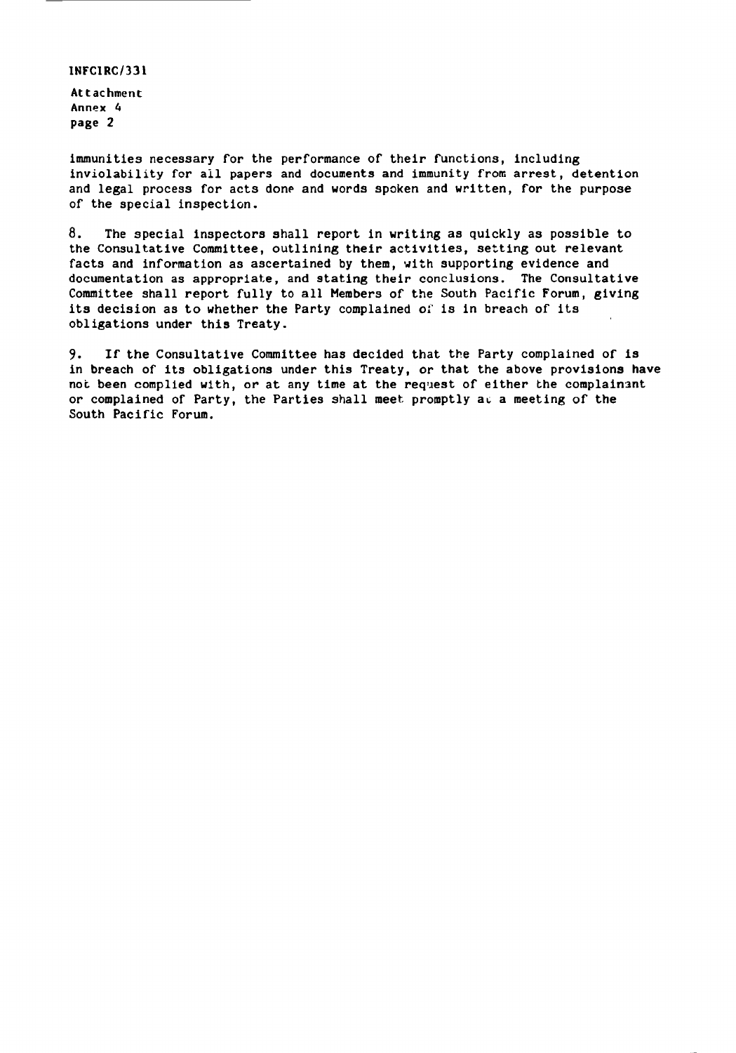immunities necessary for the performance of their functions, including inviolability for all papers and documents and immunity from arrest, detention and legal process for acts done and words spoken and written, for the purpose of the special inspection.

8. The special inspectors shall report in writing as quickly as possible to the Consultative Committee, outlining their activities, setting out relevant facts and information as ascertained by them, with supporting evidence and documentation as appropriate, and stating their conclusions. The Consultative Committee shall report fully to all Members of the South Pacific Forum, giving its decision as to whether the Party complained of is in breach of its obligations under this Treaty.

9. If the Consultative Committee has decided that the Party complained of is in breach of its obligations under this Treaty, or that the above provisions have not been complied with, or at any time at the request of either the complainant or complained of Party, the Parties shall meet promptly at a meeting of the South Pacific Forum.